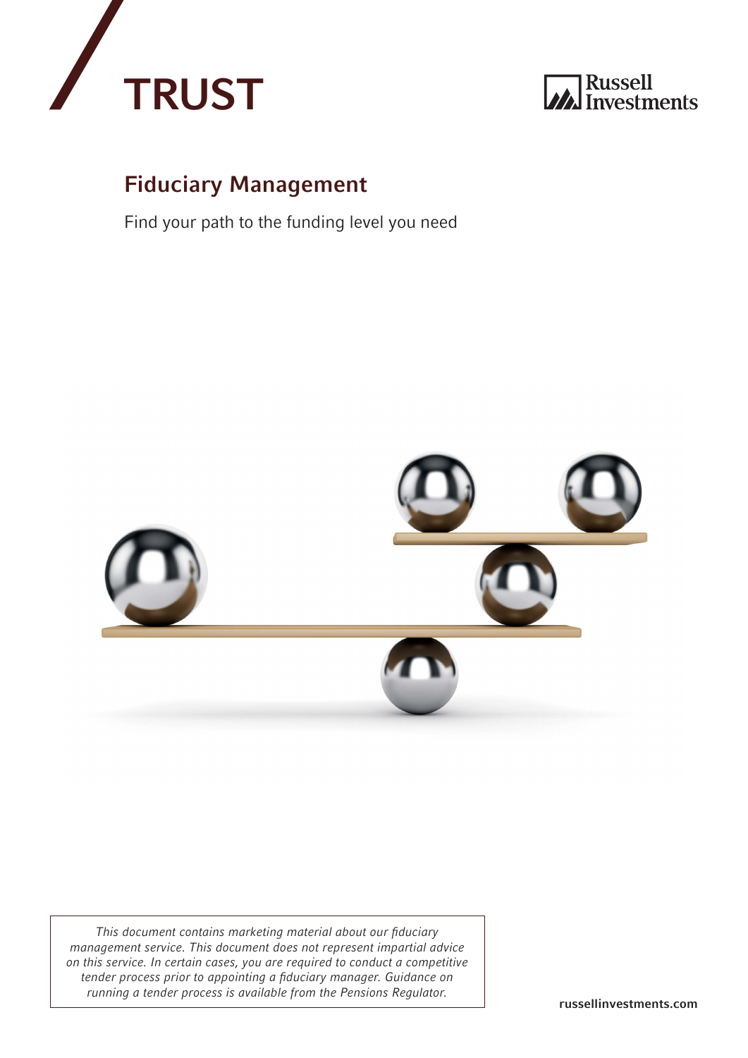# TRUST

Russell Investments

## Fiduciary Management

Find your path to the funding level you need

*This document contains marketing material about our fiduciary management service. This document does not represent impartial advice on this service. In certain cases, you are required to conduct a competitive tender process prior to appointing a fiduciary manager. Guidance on running a tender process is available from the Pensions Regulator.*

russellinvestments.com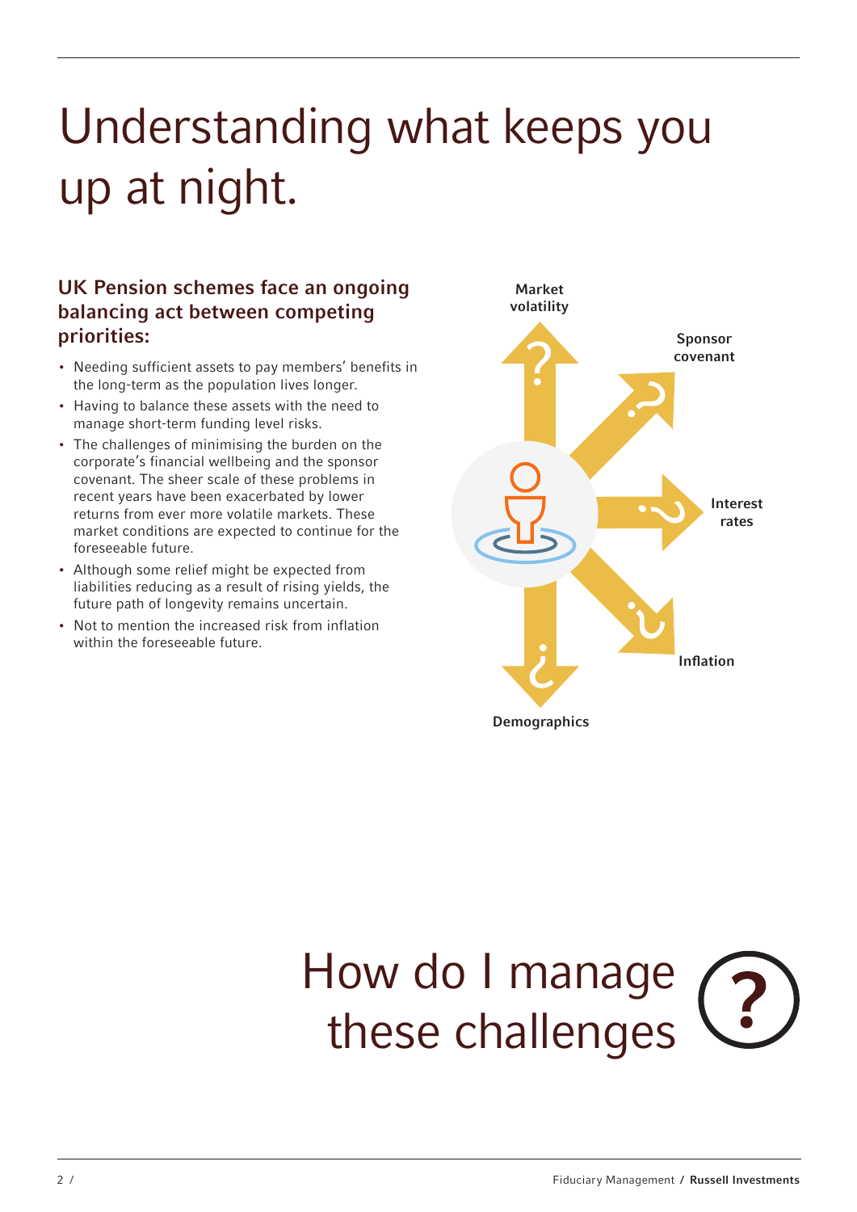# Understanding what keeps you up at night.

## UK Pension schemes face an ongoing balancing act between competing priorities:

- Needing sufficient assets to pay members' benefits in the long-term as the population lives longer.
- Having to balance these assets with the need to manage short-term funding level risks.
- The challenges of minimising the burden on the corporate's financial wellbeing and the sponsor covenant. The sheer scale of these problems in recent years have been exacerbated by lower returns from ever more volatile markets. These market conditions are expected to continue for the foreseeable future.
- Although some relief might be expected from liabilities reducing as a result of rising yields, the future path of longevity remains uncertain.
- Not to mention the increased risk from inflation within the foreseeable future.

Market volatility

Sponsor covenant

Interest rates

Inflation

Demographics

# How do I manage these challenges ?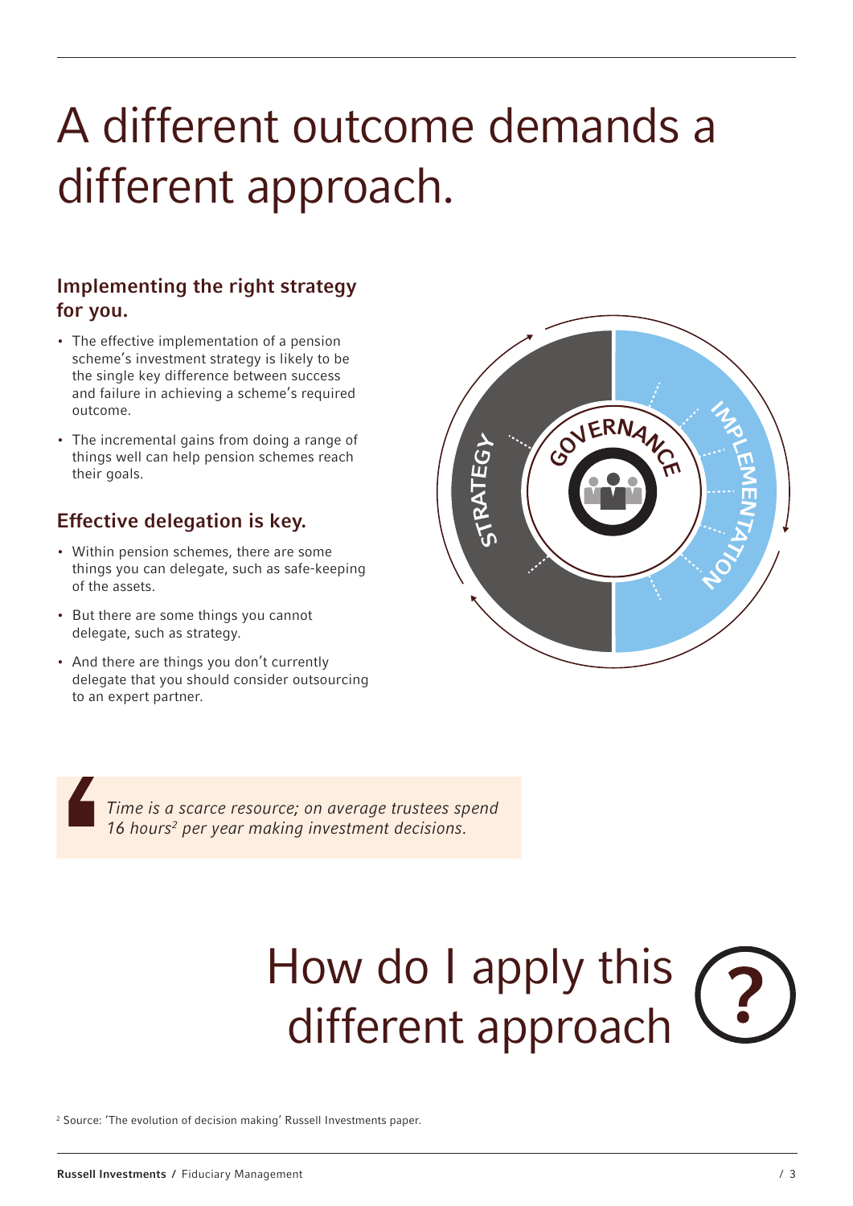# A different outcome demands a different approach.

## Implementing the right strategy for you.

- The effective implementation of a pension scheme's investment strategy is likely to be the single key difference between success and failure in achieving a scheme's required outcome.
- The incremental gains from doing a range of things well can help pension schemes reach their goals.

## Effective delegation is key.

- Within pension schemes, there are some things you can delegate, such as safe-keeping of the assets.
- But there are some things you cannot delegate, such as strategy.
- And there are things you don't currently delegate that you should consider outsourcing to an expert partner.

STRATEGY

GOVERNANCE

IMPLEMENTATION

> *Time is a scarce resource; on average trustees spend 16 hours[2] per year making investment decisions.*

# How do I apply this different approach ?

[2] Source: 'The evolution of decision making' Russell Investments paper.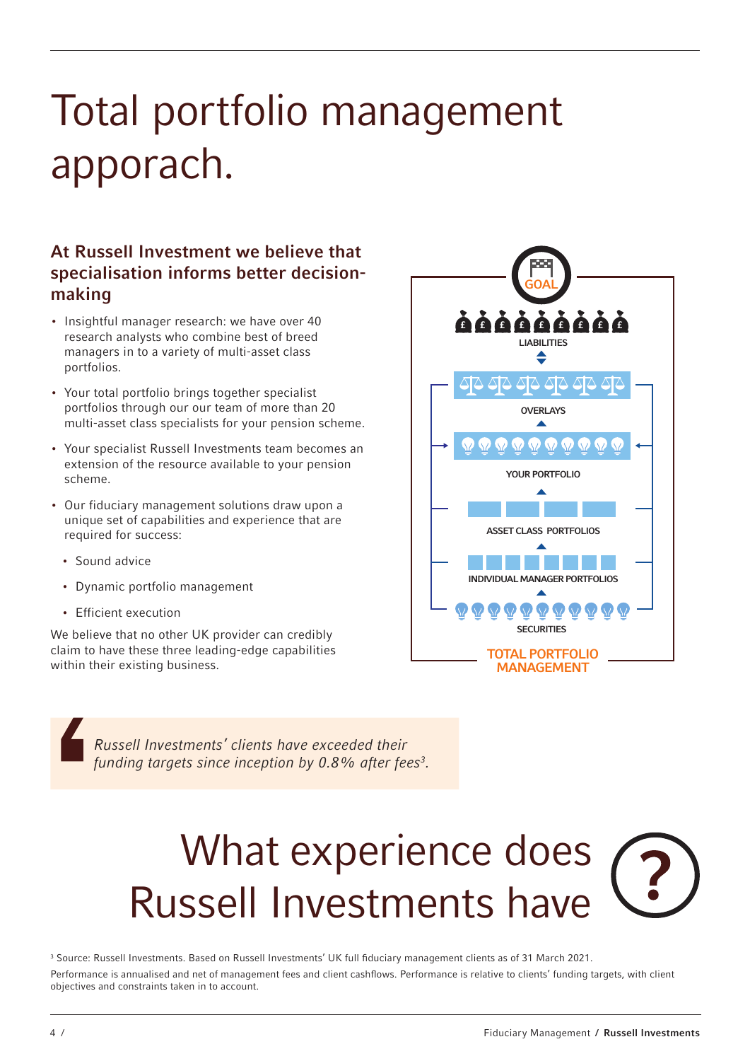# Total portfolio management apporach.

## At Russell Investment we believe that specialisation informs better decision-making

- Insightful manager research: we have over 40 research analysts who combine best of breed managers in to a variety of multi-asset class portfolios.
- Your total portfolio brings together specialist portfolios through our our team of more than 20 multi-asset class specialists for your pension scheme.
- Your specialist Russell Investments team becomes an extension of the resource available to your pension scheme.
- Our fiduciary management solutions draw upon a unique set of capabilities and experience that are required for success:
  - Sound advice
  - Dynamic portfolio management
  - Efficient execution

We believe that no other UK provider can credibly claim to have these three leading-edge capabilities within their existing business.

GOAL

LIABILITIES

OVERLAYS

YOUR PORTFOLIO

ASSET CLASS PORTFOLIOS

INDIVIDUAL MANAGER PORTFOLIOS

SECURITIES

TOTAL PORTFOLIO MANAGEMENT

> *Russell Investments' clients have exceeded their funding targets since inception by 0.8% after fees[3].*

# What experience does Russell Investments have ?

[3] Source: Russell Investments. Based on Russell Investments' UK full fiduciary management clients as of 31 March 2021.

Performance is annualised and net of management fees and client cashflows. Performance is relative to clients' funding targets, with client objectives and constraints taken in to account.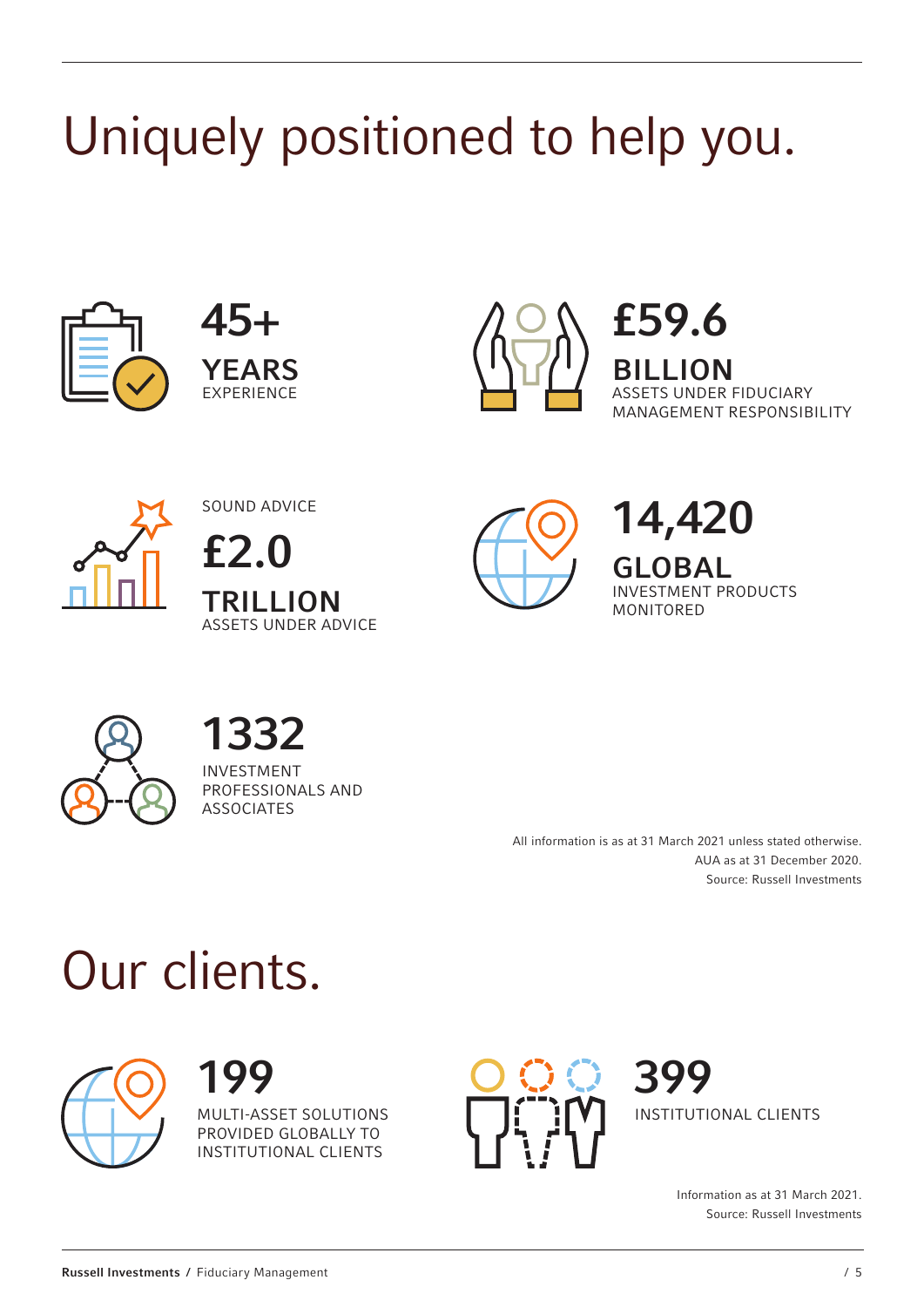# Uniquely positioned to help you.

**45+**
**YEARS**
EXPERIENCE

**£59.6**
**BILLION**
ASSETS UNDER FIDUCIARY MANAGEMENT RESPONSIBILITY

SOUND ADVICE
**£2.0**
**TRILLION**
ASSETS UNDER ADVICE

**14,420**
**GLOBAL**
INVESTMENT PRODUCTS MONITORED

**1332**
INVESTMENT PROFESSIONALS AND ASSOCIATES

All information is as at 31 March 2021 unless stated otherwise.
AUA as at 31 December 2020.
Source: Russell Investments

# Our clients.

**199**
MULTI-ASSET SOLUTIONS PROVIDED GLOBALLY TO INSTITUTIONAL CLIENTS

**399**
INSTITUTIONAL CLIENTS

Information as at 31 March 2021.
Source: Russell Investments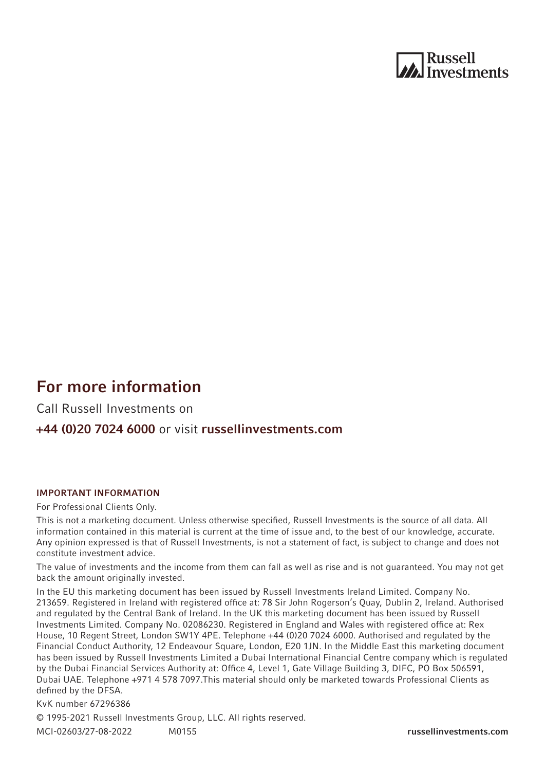## For more information

Call Russell Investments on

**+44 (0)20 7024 6000** or visit **russellinvestments.com**

**IMPORTANT INFORMATION**

For Professional Clients Only.

This is not a marketing document. Unless otherwise specified, Russell Investments is the source of all data. All information contained in this material is current at the time of issue and, to the best of our knowledge, accurate. Any opinion expressed is that of Russell Investments, is not a statement of fact, is subject to change and does not constitute investment advice.

The value of investments and the income from them can fall as well as rise and is not guaranteed. You may not get back the amount originally invested.

In the EU this marketing document has been issued by Russell Investments Ireland Limited. Company No. 213659. Registered in Ireland with registered office at: 78 Sir John Rogerson's Quay, Dublin 2, Ireland. Authorised and regulated by the Central Bank of Ireland. In the UK this marketing document has been issued by Russell Investments Limited. Company No. 02086230. Registered in England and Wales with registered office at: Rex House, 10 Regent Street, London SW1Y 4PE. Telephone +44 (0)20 7024 6000. Authorised and regulated by the Financial Conduct Authority, 12 Endeavour Square, London, E20 1JN. In the Middle East this marketing document has been issued by Russell Investments Limited a Dubai International Financial Centre company which is regulated by the Dubai Financial Services Authority at: Office 4, Level 1, Gate Village Building 3, DIFC, PO Box 506591, Dubai UAE. Telephone +971 4 578 7097.This material should only be marketed towards Professional Clients as defined by the DFSA.

KvK number 67296386

© 1995-2021 Russell Investments Group, LLC. All rights reserved.

MCI-02603/27-08-2022 M0155